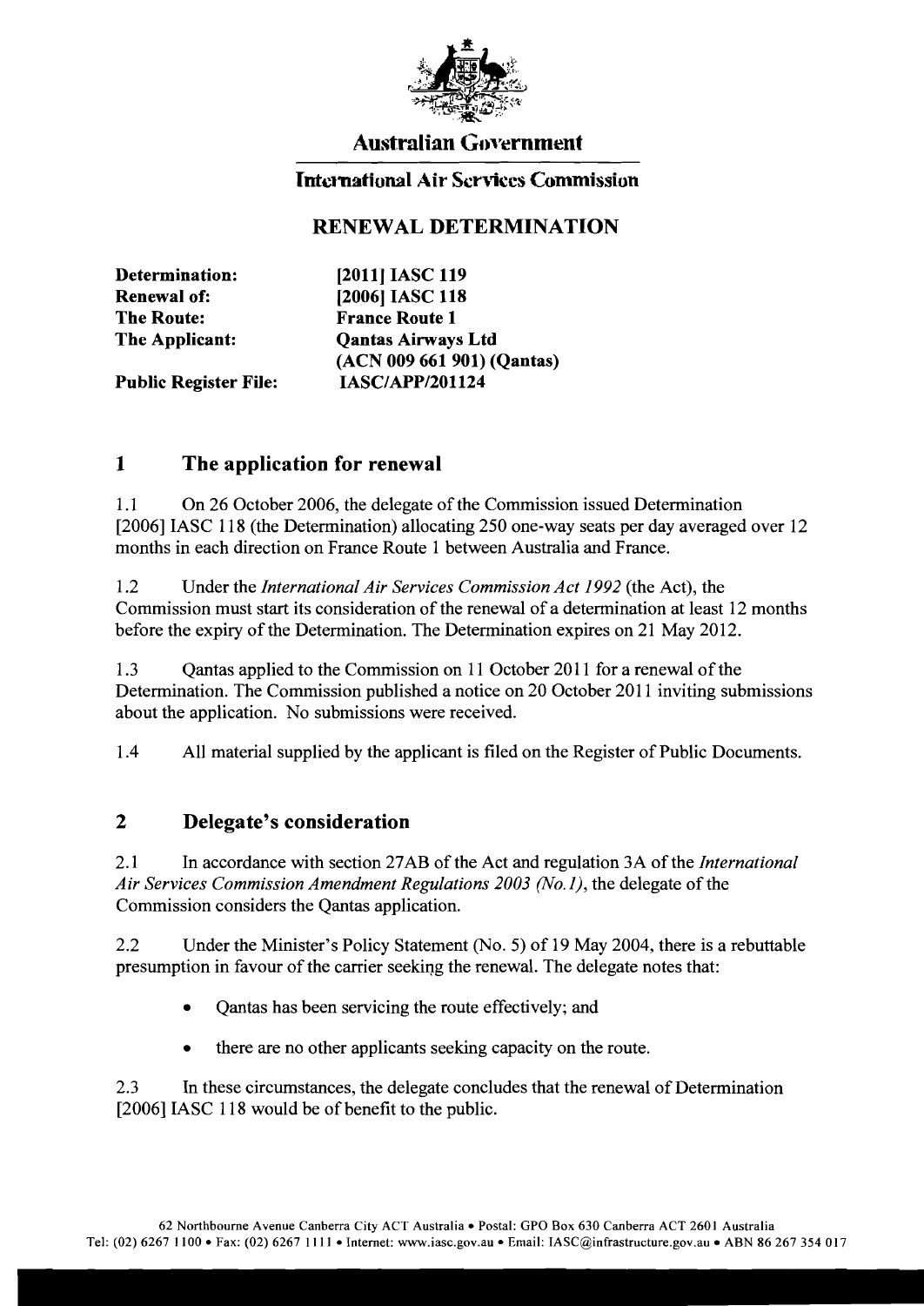**Australian Government**

**International Air Services Commission**

# RENEWAL DETERMINATION

| | |
|---|---|
| **Determination:** | **[2011] IASC 119** |
| **Renewal of:** | **[2006] IASC 118** |
| **The Route:** | **France Route 1** |
| **The Applicant:** | **Qantas Airways Ltd (ACN 009 661 901) (Qantas)** |
| **Public Register File:** | **IASC/APP/201124** |

## 1 The application for renewal

1.1 On 26 October 2006, the delegate of the Commission issued Determination [2006] IASC 118 (the Determination) allocating 250 one-way seats per day averaged over 12 months in each direction on France Route 1 between Australia and France.

1.2 Under the *International Air Services Commission Act 1992* (the Act), the Commission must start its consideration of the renewal of a determination at least 12 months before the expiry of the Determination. The Determination expires on 21 May 2012.

1.3 Qantas applied to the Commission on 11 October 2011 for a renewal of the Determination. The Commission published a notice on 20 October 2011 inviting submissions about the application. No submissions were received.

1.4 All material supplied by the applicant is filed on the Register of Public Documents.

## 2 Delegate's consideration

2.1 In accordance with section 27AB of the Act and regulation 3A of the *International Air Services Commission Amendment Regulations 2003 (No. 1)*, the delegate of the Commission considers the Qantas application.

2.2 Under the Minister's Policy Statement (No. 5) of 19 May 2004, there is a rebuttable presumption in favour of the carrier seeking the renewal. The delegate notes that:

- Qantas has been servicing the route effectively; and
- there are no other applicants seeking capacity on the route.

2.3 In these circumstances, the delegate concludes that the renewal of Determination [2006] IASC 118 would be of benefit to the public.

62 Northbourne Avenue Canberra City ACT Australia • Postal: GPO Box 630 Canberra ACT 2601 Australia
Tel: (02) 6267 1100 • Fax: (02) 6267 1111 • Internet: www.iasc.gov.au • Email: IASC@infrastructure.gov.au • ABN 86 267 354 017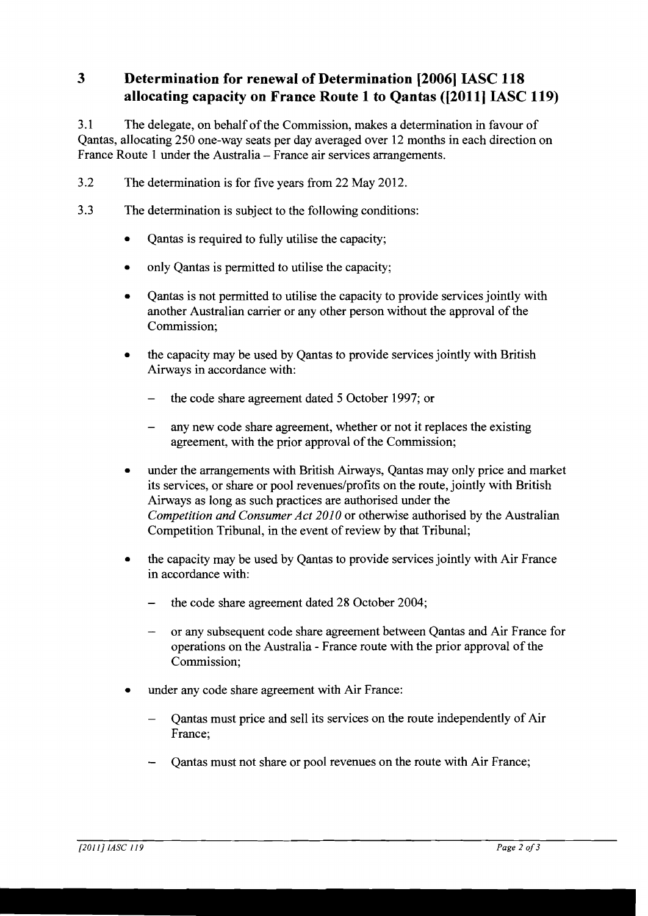## 3 Determination for renewal of Determination [2006] IASC 118 allocating capacity on France Route 1 to Qantas ([2011] IASC 119)

3.1 The delegate, on behalf of the Commission, makes a determination in favour of Qantas, allocating 250 one-way seats per day averaged over 12 months in each direction on France Route 1 under the Australia – France air services arrangements.

3.2 The determination is for five years from 22 May 2012.

3.3 The determination is subject to the following conditions:

- Qantas is required to fully utilise the capacity;
- only Qantas is permitted to utilise the capacity;
- Qantas is not permitted to utilise the capacity to provide services jointly with another Australian carrier or any other person without the approval of the Commission;
- the capacity may be used by Qantas to provide services jointly with British Airways in accordance with:
  - the code share agreement dated 5 October 1997; or
  - any new code share agreement, whether or not it replaces the existing agreement, with the prior approval of the Commission;
- under the arrangements with British Airways, Qantas may only price and market its services, or share or pool revenues/profits on the route, jointly with British Airways as long as such practices are authorised under the *Competition and Consumer Act 2010* or otherwise authorised by the Australian Competition Tribunal, in the event of review by that Tribunal;
- the capacity may be used by Qantas to provide services jointly with Air France in accordance with:
  - the code share agreement dated 28 October 2004;
  - or any subsequent code share agreement between Qantas and Air France for operations on the Australia - France route with the prior approval of the Commission;
- under any code share agreement with Air France:
  - Qantas must price and sell its services on the route independently of Air France;
  - Qantas must not share or pool revenues on the route with Air France;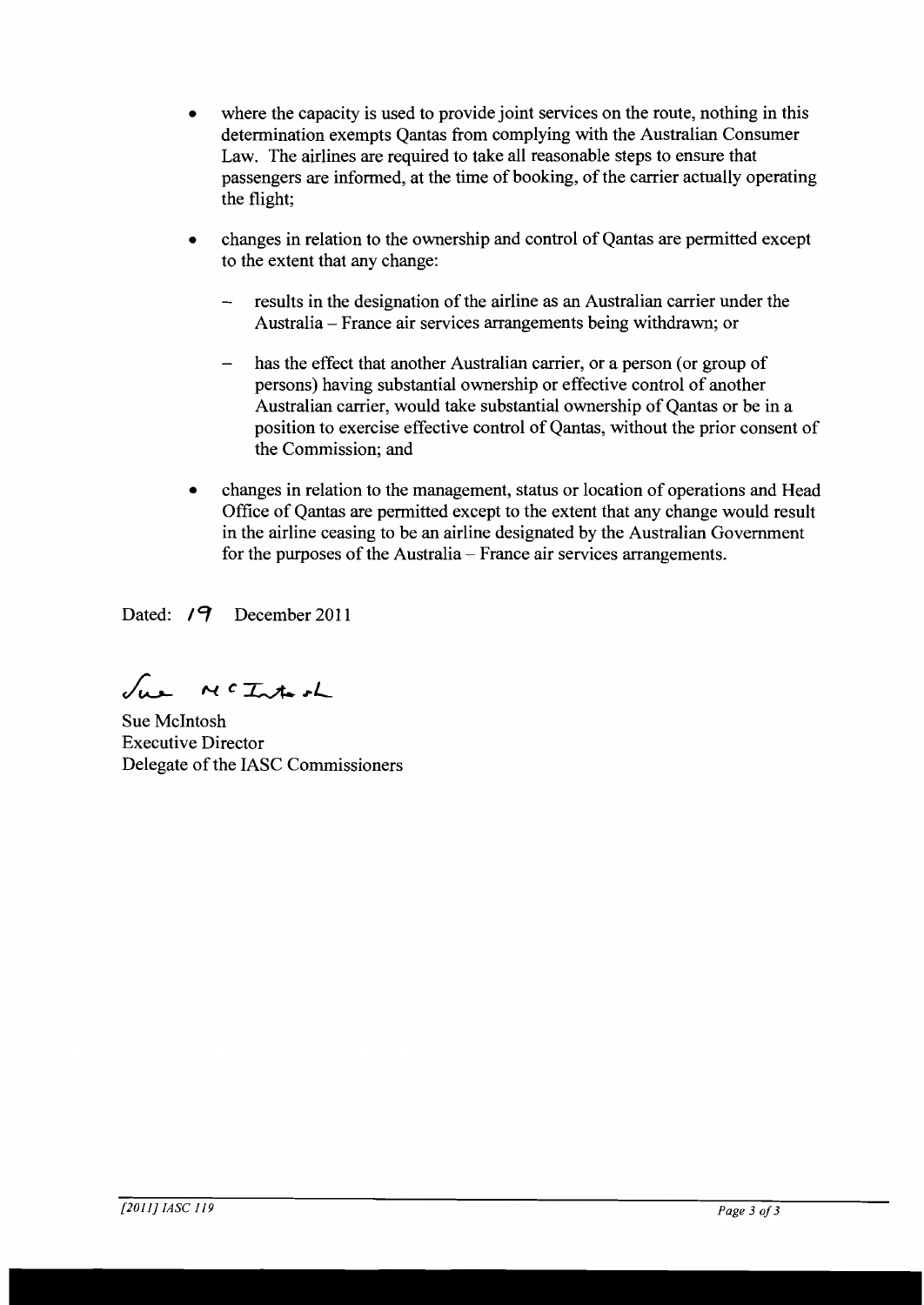- where the capacity is used to provide joint services on the route, nothing in this determination exempts Qantas from complying with the Australian Consumer Law. The airlines are required to take all reasonable steps to ensure that passengers are informed, at the time of booking, of the carrier actually operating the flight;

- changes in relation to the ownership and control of Qantas are permitted except to the extent that any change:

  - results in the designation of the airline as an Australian carrier under the Australia – France air services arrangements being withdrawn; or

  - has the effect that another Australian carrier, or a person (or group of persons) having substantial ownership or effective control of another Australian carrier, would take substantial ownership of Qantas or be in a position to exercise effective control of Qantas, without the prior consent of the Commission; and

- changes in relation to the management, status or location of operations and Head Office of Qantas are permitted except to the extent that any change would result in the airline ceasing to be an airline designated by the Australian Government for the purposes of the Australia – France air services arrangements.

Dated: 19 December 2011

Sue McIntosh

Sue McIntosh
Executive Director
Delegate of the IASC Commissioners